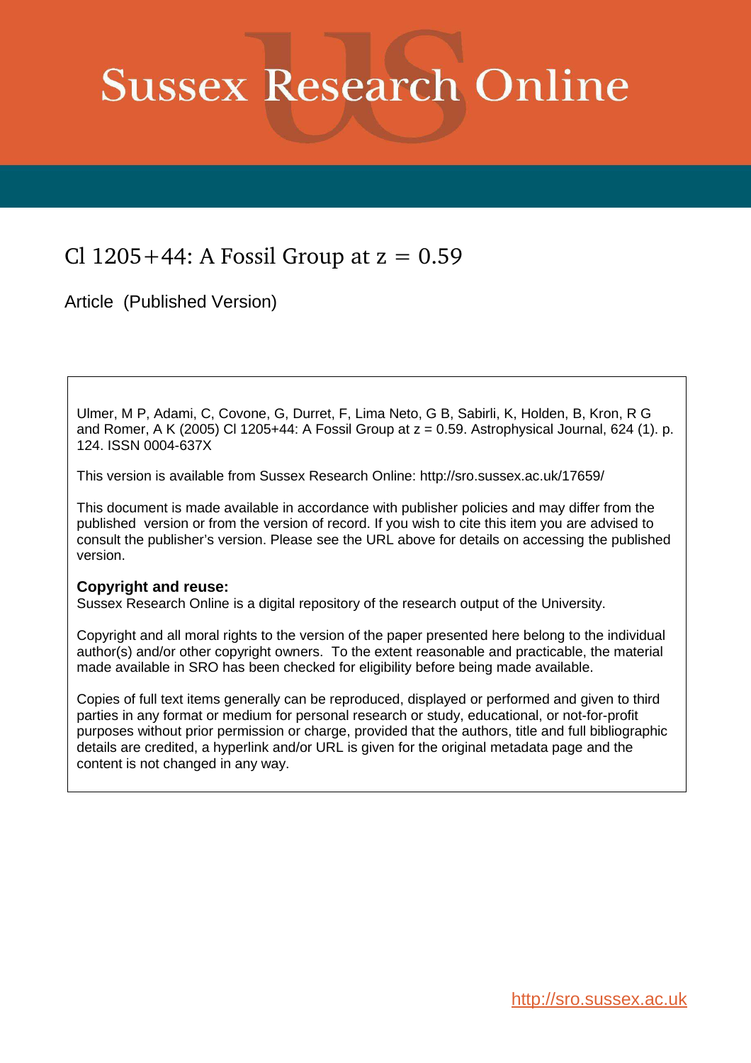# Sussex Research Online

## Cl 1205+44: A Fossil Group at z = 0.59

Article (Published Version)

Ulmer, M P, Adami, C, Covone, G, Durret, F, Lima Neto, G B, Sabirli, K, Holden, B, Kron, R G and Romer, A K (2005) Cl 1205+44: A Fossil Group at z = 0.59. Astrophysical Journal, 624 (1). p. 124. ISSN 0004-637X

This version is available from Sussex Research Online: http://sro.sussex.ac.uk/17659/

This document is made available in accordance with publisher policies and may differ from the published version or from the version of record. If you wish to cite this item you are advised to consult the publisher's version. Please see the URL above for details on accessing the published version.

**Copyright and reuse:**
Sussex Research Online is a digital repository of the research output of the University.

Copyright and all moral rights to the version of the paper presented here belong to the individual author(s) and/or other copyright owners. To the extent reasonable and practicable, the material made available in SRO has been checked for eligibility before being made available.

Copies of full text items generally can be reproduced, displayed or performed and given to third parties in any format or medium for personal research or study, educational, or not-for-profit purposes without prior permission or charge, provided that the authors, title and full bibliographic details are credited, a hyperlink and/or URL is given for the original metadata page and the content is not changed in any way.

http://sro.sussex.ac.uk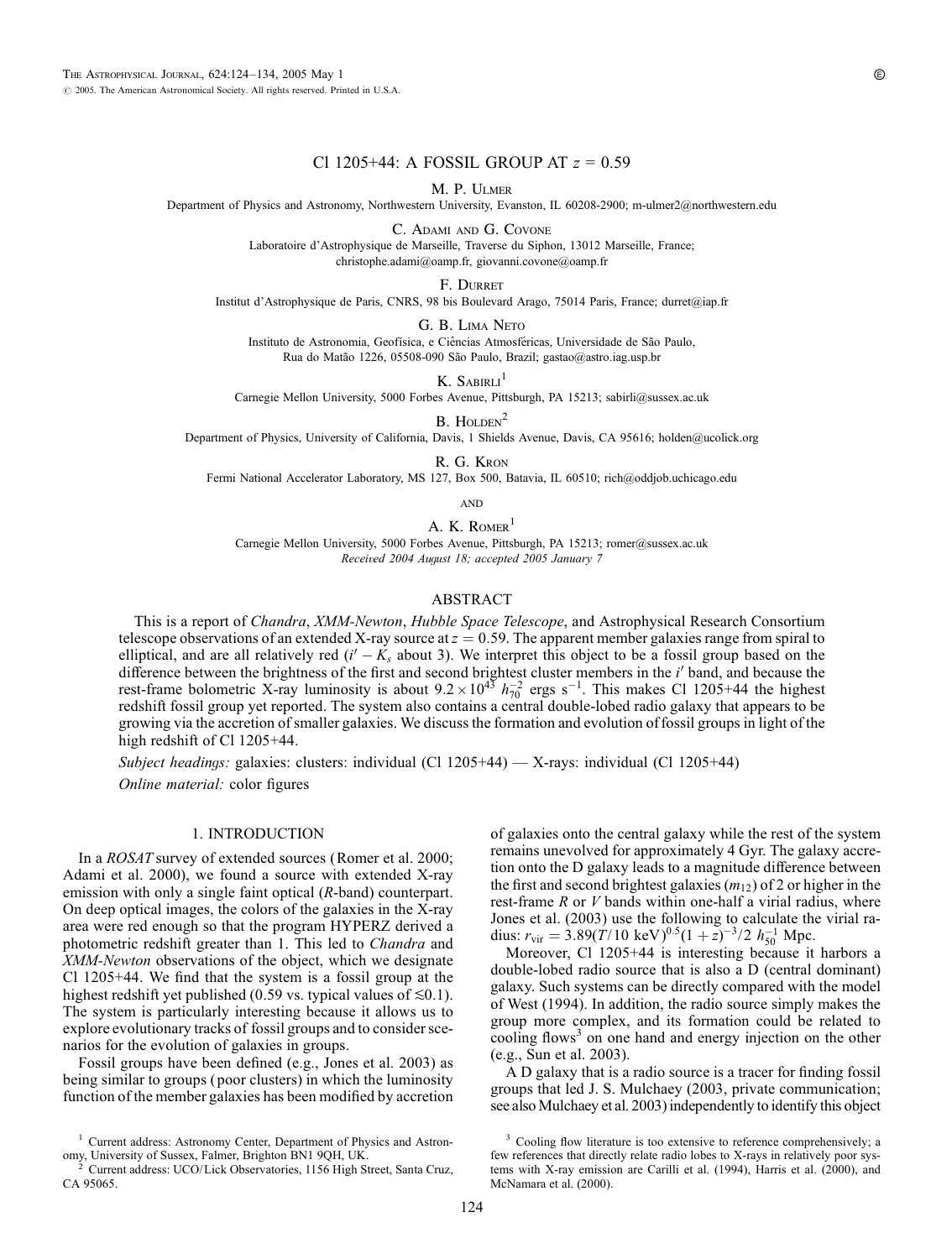# Cl 1205+44: A FOSSIL GROUP AT $z = 0.59$

M. P. Ulmer

Department of Physics and Astronomy, Northwestern University, Evanston, IL 60208-2900; m-ulmer2@northwestern.edu

C. Adami and G. Covone

Laboratoire d'Astrophysique de Marseille, Traverse du Siphon, 13012 Marseille, France; christophe.adami@oamp.fr, giovanni.covone@oamp.fr

F. Durret

Institut d'Astrophysique de Paris, CNRS, 98 bis Boulevard Arago, 75014 Paris, France; durret@iap.fr

G. B. Lima Neto

Instituto de Astronomia, Geofísica, e Ciências Atmosféricas, Universidade de São Paulo, Rua do Matão 1226, 05508-090 São Paulo, Brazil; gastao@astro.iag.usp.br

K. Sabirli[1]

Carnegie Mellon University, 5000 Forbes Avenue, Pittsburgh, PA 15213; sabirli@sussex.ac.uk

B. Holden[2]

Department of Physics, University of California, Davis, 1 Shields Avenue, Davis, CA 95616; holden@ucolick.org

R. G. Kron

Fermi National Accelerator Laboratory, MS 127, Box 500, Batavia, IL 60510; rich@oddjob.uchicago.edu

and

A. K. Romer[1]

Carnegie Mellon University, 5000 Forbes Avenue, Pittsburgh, PA 15213; romer@sussex.ac.uk

*Received 2004 August 18; accepted 2005 January 7*

## ABSTRACT

This is a report of *Chandra*, *XMM-Newton*, *Hubble Space Telescope*, and Astrophysical Research Consortium telescope observations of an extended X-ray source at $z = 0.59$. The apparent member galaxies range from spiral to elliptical, and are all relatively red ($i' - K_s$ about 3). We interpret this object to be a fossil group based on the difference between the brightness of the first and second brightest cluster members in the $i'$ band, and because the rest-frame bolometric X-ray luminosity is about $9.2 \times 10^{43}\ h_{70}^{-2}$ ergs s$^{-1}$. This makes Cl 1205+44 the highest redshift fossil group yet reported. The system also contains a central double-lobed radio galaxy that appears to be growing via the accretion of smaller galaxies. We discuss the formation and evolution of fossil groups in light of the high redshift of Cl 1205+44.

*Subject headings:* galaxies: clusters: individual (Cl 1205+44) — X-rays: individual (Cl 1205+44)

*Online material:* color figures

## 1. INTRODUCTION

In a *ROSAT* survey of extended sources (Romer et al. 2000; Adami et al. 2000), we found a source with extended X-ray emission with only a single faint optical ($R$-band) counterpart. On deep optical images, the colors of the galaxies in the X-ray area were red enough so that the program HYPERZ derived a photometric redshift greater than 1. This led to *Chandra* and *XMM-Newton* observations of the object, which we designate Cl 1205+44. We find that the system is a fossil group at the highest redshift yet published (0.59 vs. typical values of $\lesssim 0.1$). The system is particularly interesting because it allows us to explore evolutionary tracks of fossil groups and to consider scenarios for the evolution of galaxies in groups.

Fossil groups have been defined (e.g., Jones et al. 2003) as being similar to groups (poor clusters) in which the luminosity function of the member galaxies has been modified by accretion of galaxies onto the central galaxy while the rest of the system remains unevolved for approximately 4 Gyr. The galaxy accretion onto the D galaxy leads to a magnitude difference between the first and second brightest galaxies ($m_{12}$) of 2 or higher in the rest-frame $R$ or $V$ bands within one-half a virial radius, where Jones et al. (2003) use the following to calculate the virial radius: $r_{\rm vir} = 3.89(T/10\ {\rm keV})^{0.5}(1+z)^{-3/2}\ h_{50}^{-1}$ Mpc.

Moreover, Cl 1205+44 is interesting because it harbors a double-lobed radio source that is also a D (central dominant) galaxy. Such systems can be directly compared with the model of West (1994). In addition, the radio source simply makes the group more complex, and its formation could be related to cooling flows[3] on one hand and energy injection on the other (e.g., Sun et al. 2003).

A D galaxy that is a radio source is a tracer for finding fossil groups that led J. S. Mulchaey (2003, private communication; see also Mulchaey et al. 2003) independently to identify this object

[1] Current address: Astronomy Center, Department of Physics and Astronomy, University of Sussex, Falmer, Brighton BN1 9QH, UK.

[2] Current address: UCO/Lick Observatories, 1156 High Street, Santa Cruz, CA 95065.

[3] Cooling flow literature is too extensive to reference comprehensively; a few references that directly relate radio lobes to X-rays in relatively poor systems with X-ray emission are Carilli et al. (1994), Harris et al. (2000), and McNamara et al. (2000).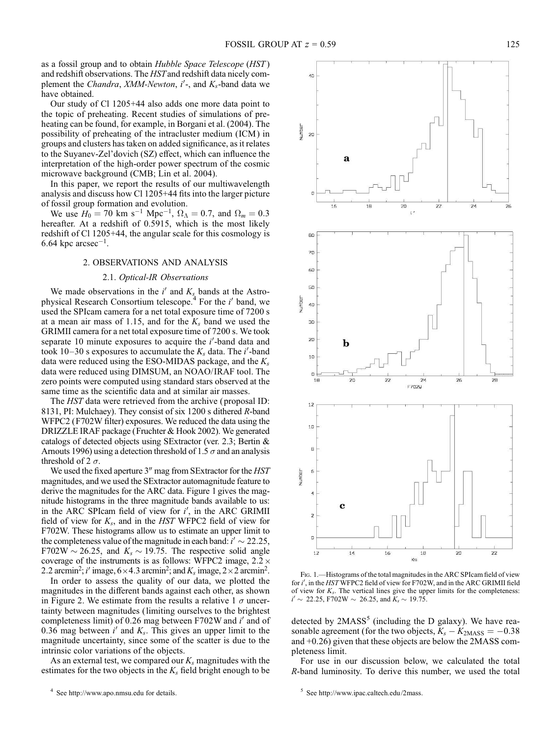as a fossil group and to obtain *Hubble Space Telescope* (*HST*) and redshift observations. The *HST* and redshift data nicely complement the *Chandra*, *XMM-Newton*, $i'$-, and $K_s$-band data we have obtained.

Our study of Cl 1205+44 also adds one more data point to the topic of preheating. Recent studies of simulations of preheating can be found, for example, in Borgani et al. (2004). The possibility of preheating of the intracluster medium (ICM) in groups and clusters has taken on added significance, as it relates to the Suyanev-Zel'dovich (SZ) effect, which can influence the interpretation of the high-order power spectrum of the cosmic microwave background (CMB; Lin et al. 2004).

In this paper, we report the results of our multiwavelength analysis and discuss how Cl 1205+44 fits into the larger picture of fossil group formation and evolution.

We use $H_0 = 70$ km s$^{-1}$ Mpc$^{-1}$, $\Omega_\Lambda = 0.7$, and $\Omega_m = 0.3$ hereafter. At a redshift of 0.5915, which is the most likely redshift of Cl 1205+44, the angular scale for this cosmology is 6.64 kpc arcsec$^{-1}$.

## 2. OBSERVATIONS AND ANALYSIS

### 2.1. *Optical-IR Observations*

We made observations in the $i'$ and $K_s$ bands at the Astrophysical Research Consortium telescope.[4] For the $i'$ band, we used the SPIcam camera for a net total exposure time of 7200 s at a mean air mass of 1.15, and for the $K_s$ band we used the GRIMII camera for a net total exposure time of 7200 s. We took separate 10 minute exposures to acquire the $i'$-band data and took 10–30 s exposures to accumulate the $K_s$ data. The $i'$-band data were reduced using the ESO-MIDAS package, and the $K_s$ data were reduced using DIMSUM, an NOAO/IRAF tool. The zero points were computed using standard stars observed at the same time as the scientific data and at similar air masses.

The *HST* data were retrieved from the archive (proposal ID: 8131, PI: Mulchaey). They consist of six 1200 s dithered *R*-band WFPC2 (F702W filter) exposures. We reduced the data using the DRIZZLE IRAF package (Fruchter & Hook 2002). We generated catalogs of detected objects using SExtractor (ver. 2.3; Bertin & Arnouts 1996) using a detection threshold of 1.5 $\sigma$ and an analysis threshold of 2 $\sigma$.

We used the fixed aperture 3″ mag from SExtractor for the *HST* magnitudes, and we used the SExtractor automagnitude feature to derive the magnitudes for the ARC data. Figure 1 gives the magnitude histograms in the three magnitude bands available to us: in the ARC SPIcam field of view for $i'$, in the ARC GRIMII field of view for $K_s$, and in the *HST* WFPC2 field of view for F702W. These histograms allow us to estimate an upper limit to the completeness value of the magnitude in each band: $i' \sim 22.25$, F702W $\sim 26.25$, and $K_s \sim 19.75$. The respective solid angle coverage of the instruments is as follows: WFPC2 image, $2.2 \times 2.2$ arcmin$^2$; $i'$ image, $6 \times 4.3$ arcmin$^2$; and $K_s$ image, $2 \times 2$ arcmin$^2$.

In order to assess the quality of our data, we plotted the magnitudes in the different bands against each other, as shown in Figure 2. We estimate from the results a relative 1 $\sigma$ uncertainty between magnitudes (limiting ourselves to the brightest completeness limit) of 0.26 mag between F702W and $i'$ and of 0.36 mag between $i'$ and $K_s$. This gives an upper limit to the magnitude uncertainty, since some of the scatter is due to the intrinsic color variations of the objects.

As an external test, we compared our $K_s$ magnitudes with the estimates for the two objects in the $K_s$ field bright enough to be detected by 2MASS[5] (including the D galaxy). We have reasonable agreement (for the two objects, $K_s - K_{2\mathrm{MASS}} = -0.38$ and $+0.26$) given that these objects are below the 2MASS completeness limit.

For use in our discussion below, we calculated the total *R*-band luminosity. To derive this number, we used the total

Fig. 1.—Histograms of the total magnitudes in the ARC SPIcam field of view for $i'$, in the *HST* WFPC2 field of view for F702W, and in the ARC GRIMII field of view for $K_s$. The vertical lines give the upper limits for the completeness: $i' \sim 22.25$, F702W $\sim 26.25$, and $K_s \sim 19.75$.

[4] See http://www.apo.nmsu.edu for details.

[5] See http://www.ipac.caltech.edu/2mass.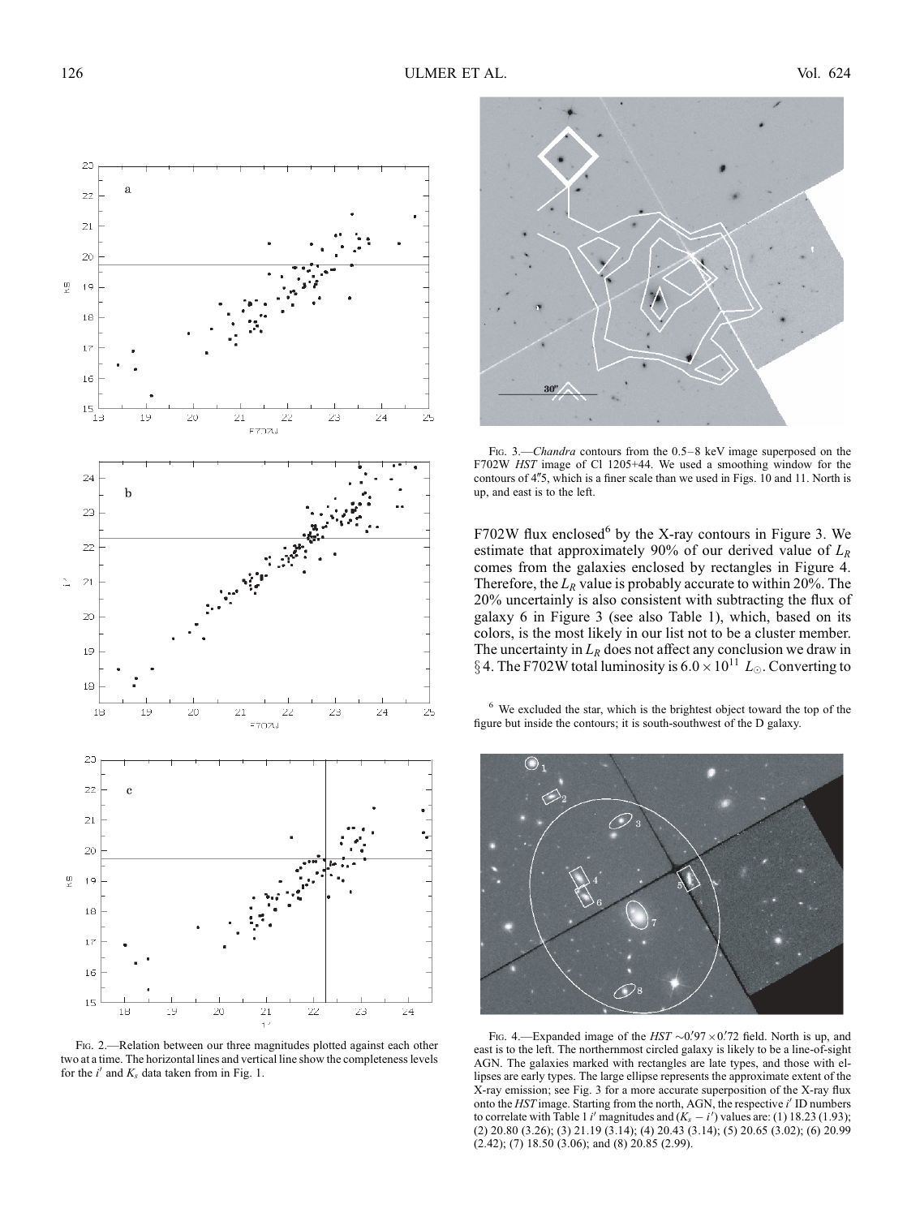FIG. 2.—Relation between our three magnitudes plotted against each other two at a time. The horizontal lines and vertical line show the completeness levels for the $i'$ and $K_s$ data taken from in Fig. 1.

FIG. 3.—*Chandra* contours from the 0.5–8 keV image superposed on the F702W *HST* image of Cl 1205+44. We used a smoothing window for the contours of 4.″5, which is a finer scale than we used in Figs. 10 and 11. North is up, and east is to the left.

F702W flux enclosed[6] by the X-ray contours in Figure 3. We estimate that approximately 90% of our derived value of $L_R$ comes from the galaxies enclosed by rectangles in Figure 4. Therefore, the $L_R$ value is probably accurate to within 20%. The 20% uncertainly is also consistent with subtracting the flux of galaxy 6 in Figure 3 (see also Table 1), which, based on its colors, is the most likely in our list not to be a cluster member. The uncertainty in $L_R$ does not affect any conclusion we draw in § 4. The F702W total luminosity is $6.0 \times 10^{11}$ $L_{\odot}$. Converting to

[6] We excluded the star, which is the brightest object toward the top of the figure but inside the contours; it is south-southwest of the D galaxy.

FIG. 4.—Expanded image of the *HST* ∼0.′97 × 0.′72 field. North is up, and east is to the left. The northernmost circled galaxy is likely to be a line-of-sight AGN. The galaxies marked with rectangles are late types, and those with ellipses are early types. The large ellipse represents the approximate extent of the X-ray emission; see Fig. 3 for a more accurate superposition of the X-ray flux onto the *HST* image. Starting from the north, AGN, the respective $i'$ ID numbers to correlate with Table 1 $i'$ magnitudes and ($K_s - i'$) values are: (1) 18.23 (1.93); (2) 20.80 (3.26); (3) 21.19 (3.14); (4) 20.43 (3.14); (5) 20.65 (3.02); (6) 20.99 (2.42); (7) 18.50 (3.06); and (8) 20.85 (2.99).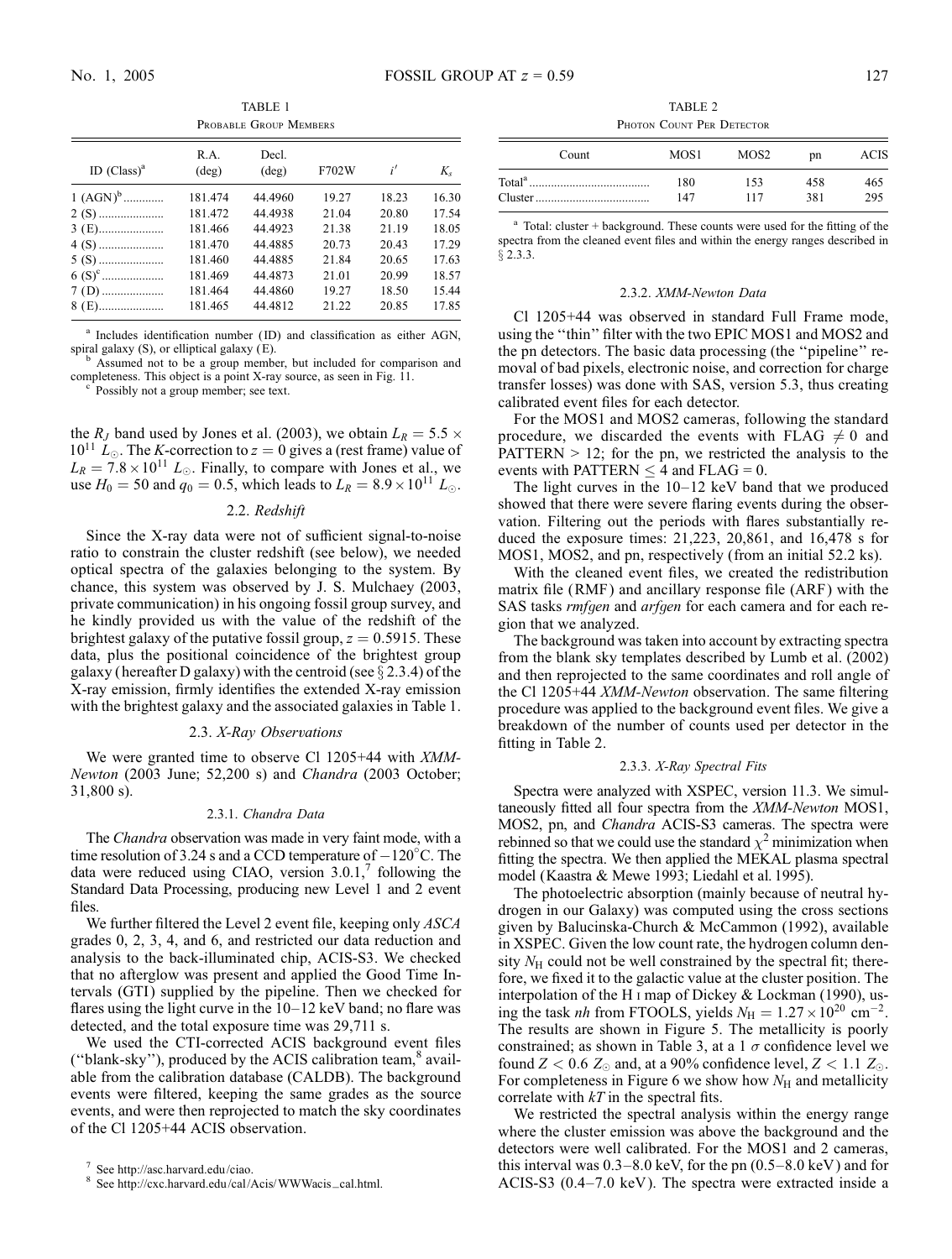TABLE 1

Probable Group Members

| ID (Class)[a] | R.A. (deg) | Decl. (deg) | F702W | $i'$ | $K_s$ |
|---|---|---|---|---|---|
| 1 (AGN)[b] | 181.474 | 44.4960 | 19.27 | 18.23 | 16.30 |
| 2 (S) | 181.472 | 44.4938 | 21.04 | 20.80 | 17.54 |
| 3 (E) | 181.466 | 44.4923 | 21.38 | 21.19 | 18.05 |
| 4 (S) | 181.470 | 44.4885 | 20.73 | 20.43 | 17.29 |
| 5 (S) | 181.460 | 44.4885 | 21.84 | 20.65 | 17.63 |
| 6 (S)[c] | 181.469 | 44.4873 | 21.01 | 20.99 | 18.57 |
| 7 (D) | 181.464 | 44.4860 | 19.27 | 18.50 | 15.44 |
| 8 (E) | 181.465 | 44.4812 | 21.22 | 20.85 | 17.85 |

[a] Includes identification number (ID) and classification as either AGN, spiral galaxy (S), or elliptical galaxy (E).

[b] Assumed not to be a group member, but included for comparison and completeness. This object is a point X-ray source, as seen in Fig. 11.

[c] Possibly not a group member; see text.

the $R_J$ band used by Jones et al. (2003), we obtain $L_R = 5.5 \times 10^{11}\ L_\odot$. The $K$-correction to $z = 0$ gives a (rest frame) value of $L_R = 7.8 \times 10^{11}\ L_\odot$. Finally, to compare with Jones et al., we use $H_0 = 50$ and $q_0 = 0.5$, which leads to $L_R = 8.9 \times 10^{11}\ L_\odot$.

### 2.2. *Redshift*

Since the X-ray data were not of sufficient signal-to-noise ratio to constrain the cluster redshift (see below), we needed optical spectra of the galaxies belonging to the system. By chance, this system was observed by J. S. Mulchaey (2003, private communication) in his ongoing fossil group survey, and he kindly provided us with the value of the redshift of the brightest galaxy of the putative fossil group, $z = 0.5915$. These data, plus the positional coincidence of the brightest group galaxy (hereafter D galaxy) with the centroid (see § 2.3.4) of the X-ray emission, firmly identifies the extended X-ray emission with the brightest galaxy and the associated galaxies in Table 1.

### 2.3. *X-Ray Observations*

We were granted time to observe Cl 1205+44 with *XMM-Newton* (2003 June; 52,200 s) and *Chandra* (2003 October; 31,800 s).

#### 2.3.1. *Chandra Data*

The *Chandra* observation was made in very faint mode, with a time resolution of 3.24 s and a CCD temperature of $-120$°C. The data were reduced using CIAO, version 3.0.1,[7] following the Standard Data Processing, producing new Level 1 and 2 event files.

We further filtered the Level 2 event file, keeping only *ASCA* grades 0, 2, 3, 4, and 6, and restricted our data reduction and analysis to the back-illuminated chip, ACIS-S3. We checked that no afterglow was present and applied the Good Time Intervals (GTI) supplied by the pipeline. Then we checked for flares using the light curve in the 10–12 keV band; no flare was detected, and the total exposure time was 29,711 s.

We used the CTI-corrected ACIS background event files ("blank-sky"), produced by the ACIS calibration team,[8] available from the calibration database (CALDB). The background events were filtered, keeping the same grades as the source events, and were then reprojected to match the sky coordinates of the Cl 1205+44 ACIS observation.

[7] See http://asc.harvard.edu/ciao.

[8] See http://cxc.harvard.edu/cal/Acis/WWWacis_cal.html.

TABLE 2

Photon Count Per Detector

| Count | MOS1 | MOS2 | pn | ACIS |
|---|---|---|---|---|
| Total[a] | 180 | 153 | 458 | 465 |
| Cluster | 147 | 117 | 381 | 295 |

[a] Total: cluster + background. These counts were used for the fitting of the spectra from the cleaned event files and within the energy ranges described in § 2.3.3.

#### 2.3.2. *XMM-Newton Data*

Cl 1205+44 was observed in standard Full Frame mode, using the "thin" filter with the two EPIC MOS1 and MOS2 and the pn detectors. The basic data processing (the "pipeline" removal of bad pixels, electronic noise, and correction for charge transfer losses) was done with SAS, version 5.3, thus creating calibrated event files for each detector.

For the MOS1 and MOS2 cameras, following the standard procedure, we discarded the events with FLAG $\neq 0$ and PATTERN $> 12$; for the pn, we restricted the analysis to the events with PATTERN $\leq 4$ and FLAG = 0.

The light curves in the 10–12 keV band that we produced showed that there were severe flaring events during the observation. Filtering out the periods with flares substantially reduced the exposure times: 21,223, 20,861, and 16,478 s for MOS1, MOS2, and pn, respectively (from an initial 52.2 ks).

With the cleaned event files, we created the redistribution matrix file (RMF) and ancillary response file (ARF) with the SAS tasks *rmfgen* and *arfgen* for each camera and for each region that we analyzed.

The background was taken into account by extracting spectra from the blank sky templates described by Lumb et al. (2002) and then reprojected to the same coordinates and roll angle of the Cl 1205+44 *XMM-Newton* observation. The same filtering procedure was applied to the background event files. We give a breakdown of the number of counts used per detector in the fitting in Table 2.

#### 2.3.3. *X-Ray Spectral Fits*

Spectra were analyzed with XSPEC, version 11.3. We simultaneously fitted all four spectra from the *XMM-Newton* MOS1, MOS2, pn, and *Chandra* ACIS-S3 cameras. The spectra were rebinned so that we could use the standard $\chi^2$ minimization when fitting the spectra. We then applied the MEKAL plasma spectral model (Kaastra & Mewe 1993; Liedahl et al. 1995).

The photoelectric absorption (mainly because of neutral hydrogen in our Galaxy) was computed using the cross sections given by Balucinska-Church & McCammon (1992), available in XSPEC. Given the low count rate, the hydrogen column density $N_{\rm H}$ could not be well constrained by the spectral fit; therefore, we fixed it to the galactic value at the cluster position. The interpolation of the H I map of Dickey & Lockman (1990), using the task *nh* from FTOOLS, yields $N_{\rm H} = 1.27 \times 10^{20}$ cm$^{-2}$. The results are shown in Figure 5. The metallicity is poorly constrained; as shown in Table 3, at a 1 $\sigma$ confidence level we found $Z < 0.6\ Z_\odot$ and, at a 90% confidence level, $Z < 1.1\ Z_\odot$. For completeness in Figure 6 we show how $N_{\rm H}$ and metallicity correlate with $kT$ in the spectral fits.

We restricted the spectral analysis within the energy range where the cluster emission was above the background and the detectors were well calibrated. For the MOS1 and 2 cameras, this interval was 0.3–8.0 keV, for the pn (0.5–8.0 keV) and for ACIS-S3 (0.4–7.0 keV). The spectra were extracted inside a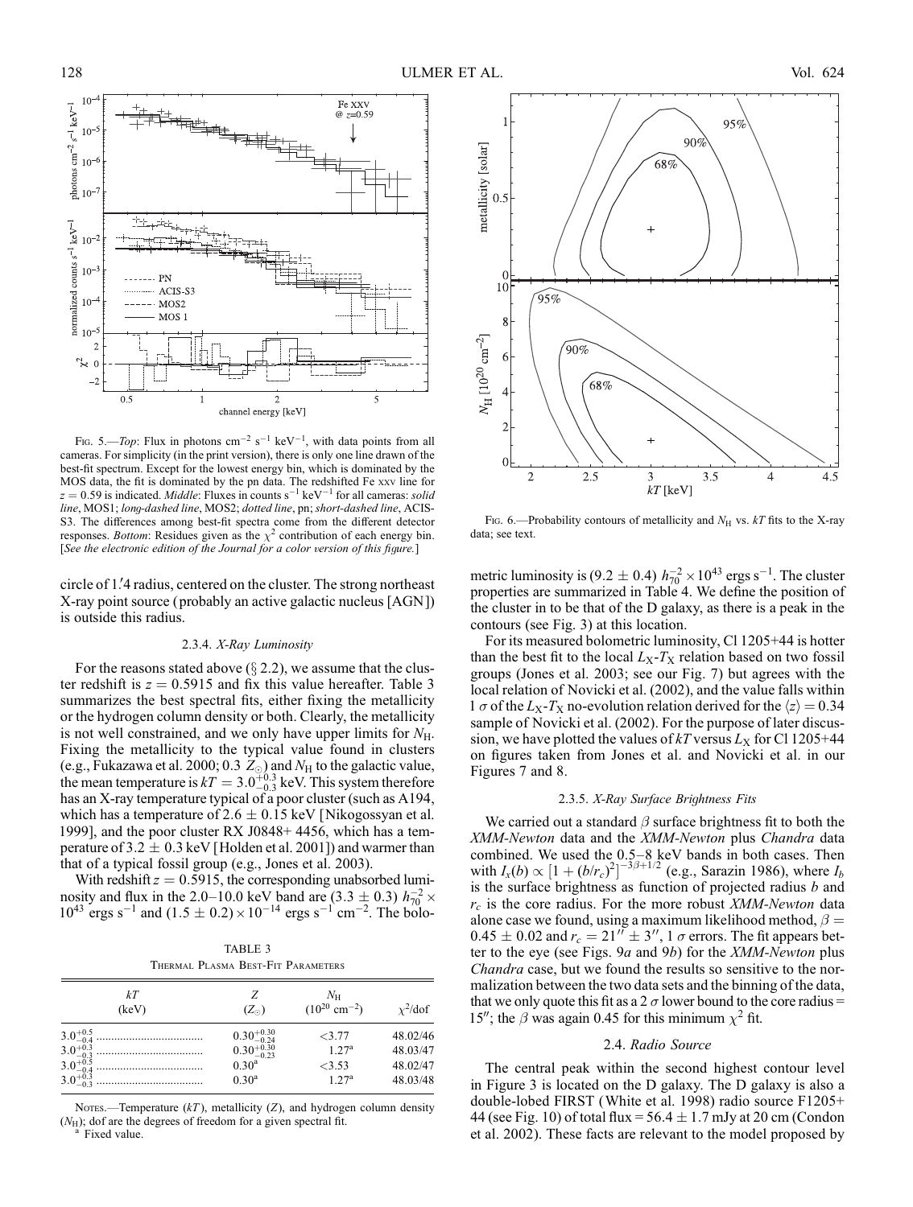Fig. 5.—*Top*: Flux in photons cm$^{-2}$ s$^{-1}$ keV$^{-1}$, with data points from all cameras. For simplicity (in the print version), there is only one line drawn of the best-fit spectrum. Except for the lowest energy bin, which is dominated by the MOS data, the fit is dominated by the pn data. The redshifted Fe xxv line for $z = 0.59$ is indicated. *Middle*: Fluxes in counts s$^{-1}$ keV$^{-1}$ for all cameras: *solid line*, MOS1; *long-dashed line*, MOS2; *dotted line*, pn; *short-dashed line*, ACIS-S3. The differences among best-fit spectra come from the different detector responses. *Bottom*: Residues given as the $\chi^2$ contribution of each energy bin. [*See the electronic edition of the Journal for a color version of this figure.*]

Fig. 6.—Probability contours of metallicity and $N_{\rm H}$ vs. $kT$ fits to the X-ray data; see text.

circle of 1'.4 radius, centered on the cluster. The strong northeast X-ray point source (probably an active galactic nucleus [AGN]) is outside this radius.

### 2.3.4. *X-Ray Luminosity*

For the reasons stated above (§ 2.2), we assume that the cluster redshift is $z = 0.5915$ and fix this value hereafter. Table 3 summarizes the best spectral fits, either fixing the metallicity or the hydrogen column density or both. Clearly, the metallicity is not well constrained, and we only have upper limits for $N_{\rm H}$. Fixing the metallicity to the typical value found in clusters (e.g., Fukazawa et al. 2000; 0.3 $Z_\odot$) and $N_{\rm H}$ to the galactic value, the mean temperature is $kT = 3.0^{+0.3}_{-0.3}$ keV. This system therefore has an X-ray temperature typical of a poor cluster (such as A194, which has a temperature of $2.6 \pm 0.15$ keV [Nikogossyan et al. 1999], and the poor cluster RX J0848+ 4456, which has a temperature of $3.2 \pm 0.3$ keV [Holden et al. 2001]) and warmer than that of a typical fossil group (e.g., Jones et al. 2003).

With redshift $z = 0.5915$, the corresponding unabsorbed luminosity and flux in the 2.0–10.0 keV band are $(3.3 \pm 0.3)\ h_{70}^{-2} \times 10^{43}$ ergs s$^{-1}$ and $(1.5 \pm 0.2) \times 10^{-14}$ ergs s$^{-1}$ cm$^{-2}$. The bolometric luminosity is $(9.2 \pm 0.4)\ h_{70}^{-2} \times 10^{43}$ ergs s$^{-1}$. The cluster properties are summarized in Table 4. We define the position of the cluster in to be that of the D galaxy, as there is a peak in the contours (see Fig. 3) at this location.

TABLE 3
Thermal Plasma Best-Fit Parameters

| $kT$ (keV) | $Z$ ($Z_\odot$) | $N_{\rm H}$ ($10^{20}$ cm$^{-2}$) | $\chi^2$/dof |
|---|---|---|---|
| $3.0^{+0.5}_{-0.4}$ | $0.30^{+0.30}_{-0.24}$ | <3.77 | 48.02/46 |
| $3.0^{+0.3}_{-0.3}$ | $0.30^{+0.30}_{-0.23}$ | 1.27[a] | 48.03/47 |
| $3.0^{+0.5}_{-0.4}$ | 0.30[a] | <3.53 | 48.02/47 |
| $3.0^{+0.3}_{-0.3}$ | 0.30[a] | 1.27[a] | 48.03/48 |

Notes.—Temperature ($kT$), metallicity ($Z$), and hydrogen column density ($N_{\rm H}$); dof are the degrees of freedom for a given spectral fit.
[a] Fixed value.

For its measured bolometric luminosity, Cl 1205+44 is hotter than the best fit to the local $L_{\rm X}$-$T_{\rm X}$ relation based on two fossil groups (Jones et al. 2003; see our Fig. 7) but agrees with the local relation of Novicki et al. (2002), and the value falls within 1 $\sigma$ of the $L_{\rm X}$-$T_{\rm X}$ no-evolution relation derived for the $\langle z \rangle = 0.34$ sample of Novicki et al. (2002). For the purpose of later discussion, we have plotted the values of $kT$ versus $L_{\rm X}$ for Cl 1205+44 on figures taken from Jones et al. and Novicki et al. in our Figures 7 and 8.

### 2.3.5. *X-Ray Surface Brightness Fits*

We carried out a standard $\beta$ surface brightness fit to both the *XMM-Newton* data and the *XMM-Newton* plus *Chandra* data combined. We used the 0.5–8 keV bands in both cases. Then with $I_x(b) \propto [1 + (b/r_c)^2]^{-3\beta+1/2}$ (e.g., Sarazin 1986), where $I_b$ is the surface brightness as function of projected radius $b$ and $r_c$ is the core radius. For the more robust *XMM-Newton* data alone case we found, using a maximum likelihood method, $\beta = 0.45 \pm 0.02$ and $r_c = 21'' \pm 3''$, 1 $\sigma$ errors. The fit appears better to the eye (see Figs. 9*a* and 9*b*) for the *XMM-Newton* plus *Chandra* case, but we found the results so sensitive to the normalization between the two data sets and the binning of the data, that we only quote this fit as a 2 $\sigma$ lower bound to the core radius = 15''; the $\beta$ was again 0.45 for this minimum $\chi^2$ fit.

## 2.4. *Radio Source*

The central peak within the second highest contour level in Figure 3 is located on the D galaxy. The D galaxy is also a double-lobed FIRST (White et al. 1998) radio source F1205+ 44 (see Fig. 10) of total flux = $56.4 \pm 1.7$ mJy at 20 cm (Condon et al. 2002). These facts are relevant to the model proposed by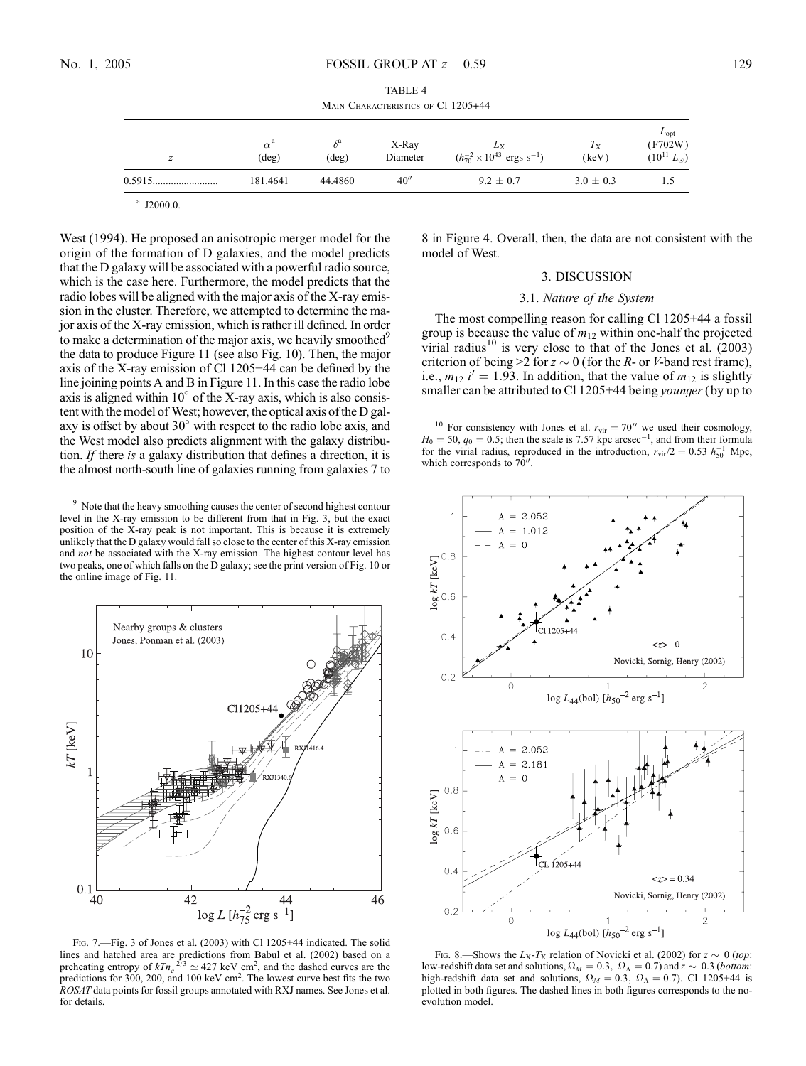TABLE 4

Main Characteristics of Cl 1205+44

| $z$ | $\alpha$[a] (deg) | $\delta$[a] (deg) | X-Ray Diameter | $L_X$ ($h_{70}^{-2} \times 10^{43}$ ergs s$^{-1}$) | $T_X$ (keV) | $L_{opt}$ (F702W) ($10^{11}\ L_\odot$) |
|---|---|---|---|---|---|---|
| 0.5915 | 181.4641 | 44.4860 | 40″ | $9.2 \pm 0.7$ | $3.0 \pm 0.3$ | 1.5 |

[a] J2000.0.

West (1994). He proposed an anisotropic merger model for the origin of the formation of D galaxies, and the model predicts that the D galaxy will be associated with a powerful radio source, which is the case here. Furthermore, the model predicts that the radio lobes will be aligned with the major axis of the X-ray emission in the cluster. Therefore, we attempted to determine the major axis of the X-ray emission, which is rather ill defined. In order to make a determination of the major axis, we heavily smoothed[9] the data to produce Figure 11 (see also Fig. 10). Then, the major axis of the X-ray emission of Cl 1205+44 can be defined by the line joining points A and B in Figure 11. In this case the radio lobe axis is aligned within 10° of the X-ray axis, which is also consistent with the model of West; however, the optical axis of the D galaxy is offset by about 30° with respect to the radio lobe axis, and the West model also predicts alignment with the galaxy distribution. *If* there *is* a galaxy distribution that defines a direction, it is the almost north-south line of galaxies running from galaxies 7 to 8 in Figure 4. Overall, then, the data are not consistent with the model of West.

[9] Note that the heavy smoothing causes the center of second highest contour level in the X-ray emission to be different from that in Fig. 3, but the exact position of the X-ray peak is not important. This is because it is extremely unlikely that the D galaxy would fall so close to the center of this X-ray emission and *not* be associated with the X-ray emission. The highest contour level has two peaks, one of which falls on the D galaxy; see the print version of Fig. 10 or the online image of Fig. 11.

## 3. DISCUSSION

### 3.1. *Nature of the System*

The most compelling reason for calling Cl 1205+44 a fossil group is because the value of $m_{12}$ within one-half the projected virial radius[10] is very close to that of the Jones et al. (2003) criterion of being >2 for $z \sim 0$ (for the *R*- or *V*-band rest frame), i.e., $m_{12}\ i' = 1.93$. In addition, that the value of $m_{12}$ is slightly smaller can be attributed to Cl 1205+44 being *younger* (by up to

[10] For consistency with Jones et al. $r_{vir} = 70''$ we used their cosmology, $H_0 = 50$, $q_0 = 0.5$; then the scale is 7.57 kpc arcsec$^{-1}$, and from their formula for the virial radius, reproduced in the introduction, $r_{vir}/2 = 0.53\ h_{50}^{-1}$ Mpc, which corresponds to 70″.

Fig. 7.—Fig. 3 of Jones et al. (2003) with Cl 1205+44 indicated. The solid lines and hatched area are predictions from Babul et al. (2002) based on a preheating entropy of $kTn_e^{-2/3} \simeq 427$ keV cm$^2$, and the dashed curves are the predictions for 300, 200, and 100 keV cm$^2$. The lowest curve best fits the two *ROSAT* data points for fossil groups annotated with RXJ names. See Jones et al. for details.

Fig. 8.—Shows the $L_X$-$T_X$ relation of Novicki et al. (2002) for $z \sim 0$ (*top*: low-redshift data set and solutions, $\Omega_M = 0.3$, $\Omega_\Lambda = 0.7$) and $z \sim 0.3$ (*bottom*: high-redshift data set and solutions, $\Omega_M = 0.3$, $\Omega_\Lambda = 0.7$). Cl 1205+44 is plotted in both figures. The dashed lines in both figures corresponds to the no-evolution model.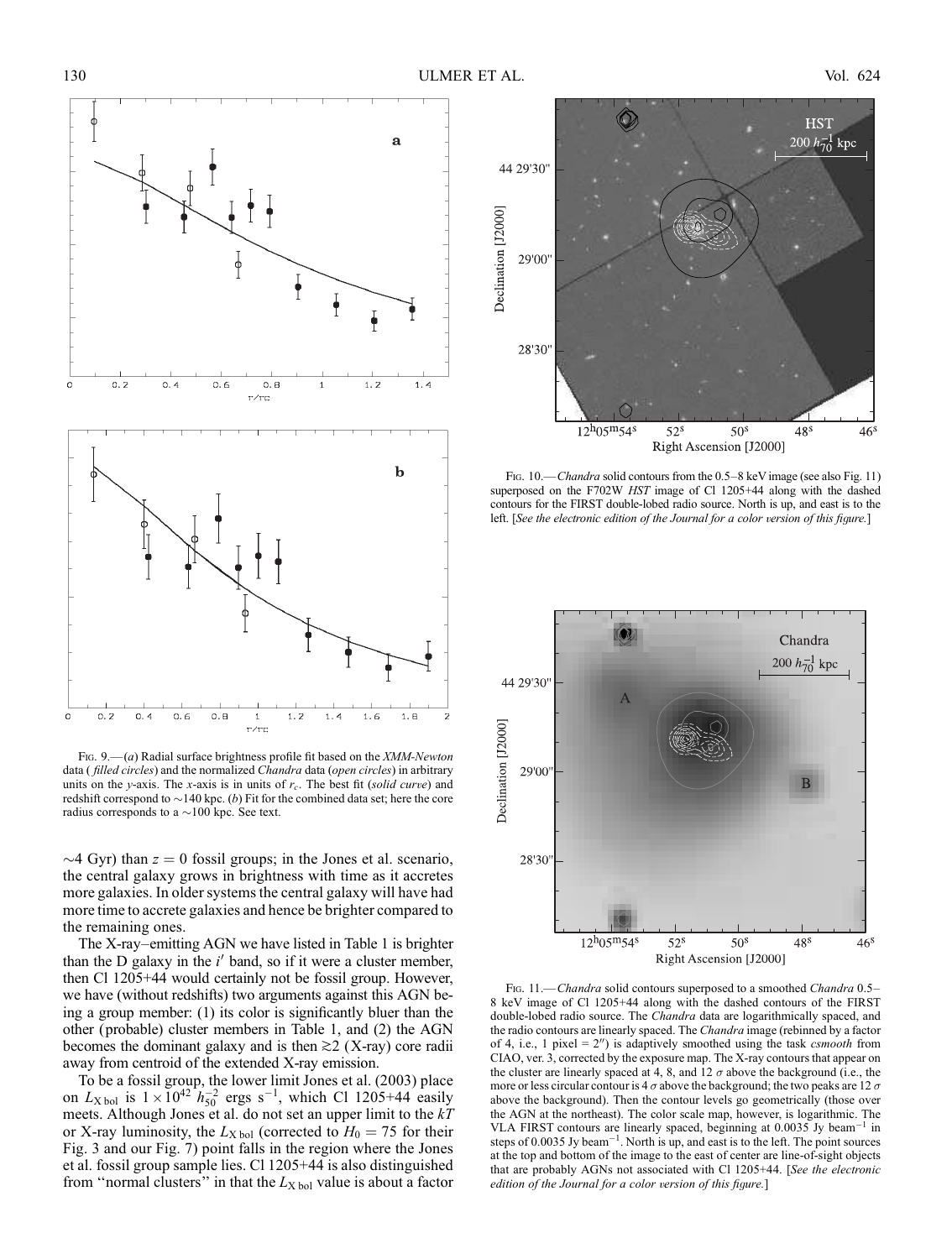FIG. 9.—(*a*) Radial surface brightness profile fit based on the *XMM-Newton* data (*filled circles*) and the normalized *Chandra* data (*open circles*) in arbitrary units on the *y*-axis. The *x*-axis is in units of $r_c$. The best fit (*solid curve*) and redshift correspond to ~140 kpc. (*b*) Fit for the combined data set; here the core radius corresponds to a ~100 kpc. See text.

FIG. 10.—*Chandra* solid contours from the 0.5–8 keV image (see also Fig. 11) superposed on the F702W *HST* image of Cl 1205+44 along with the dashed contours for the FIRST double-lobed radio source. North is up, and east is to the left. [*See the electronic edition of the Journal for a color version of this figure.*]

FIG. 11.—*Chandra* solid contours superposed to a smoothed *Chandra* 0.5–8 keV image of Cl 1205+44 along with the dashed contours of the FIRST double-lobed radio source. The *Chandra* data are logarithmically spaced, and the radio contours are linearly spaced. The *Chandra* image (rebinned by a factor of 4, i.e., 1 pixel = 2″) is adaptively smoothed using the task *csmooth* from CIAO, ver. 3, corrected by the exposure map. The X-ray contours that appear on the cluster are linearly spaced at 4, 8, and 12 $\sigma$ above the background (i.e., the more or less circular contour is 4 $\sigma$ above the background; the two peaks are 12 $\sigma$ above the background). Then the contour levels go geometrically (those over the AGN at the northeast). The color scale map, however, is logarithmic. The VLA FIRST contours are linearly spaced, beginning at 0.0035 Jy beam$^{-1}$ in steps of 0.0035 Jy beam$^{-1}$. North is up, and east is to the left. The point sources at the top and bottom of the image to the east of center are line-of-sight objects that are probably AGNs not associated with Cl 1205+44. [*See the electronic edition of the Journal for a color version of this figure.*]

~4 Gyr) than $z = 0$ fossil groups; in the Jones et al. scenario, the central galaxy grows in brightness with time as it accretes more galaxies. In older systems the central galaxy will have had more time to accrete galaxies and hence be brighter compared to the remaining ones.

The X-ray–emitting AGN we have listed in Table 1 is brighter than the D galaxy in the $i'$ band, so if it were a cluster member, then Cl 1205+44 would certainly not be fossil group. However, we have (without redshifts) two arguments against this AGN being a group member: (1) its color is significantly bluer than the other (probable) cluster members in Table 1, and (2) the AGN becomes the dominant galaxy and is then $\gtrsim 2$ (X-ray) core radii away from centroid of the extended X-ray emission.

To be a fossil group, the lower limit Jones et al. (2003) place on $L_{\rm X\,bol}$ is $1 \times 10^{42}\ h_{50}^{-2}$ ergs s$^{-1}$, which Cl 1205+44 easily meets. Although Jones et al. do not set an upper limit to the $kT$ or X-ray luminosity, the $L_{\rm X\,bol}$ (corrected to $H_0 = 75$ for their Fig. 3 and our Fig. 7) point falls in the region where the Jones et al. fossil group sample lies. Cl 1205+44 is also distinguished from "normal clusters" in that the $L_{\rm X\,bol}$ value is about a factor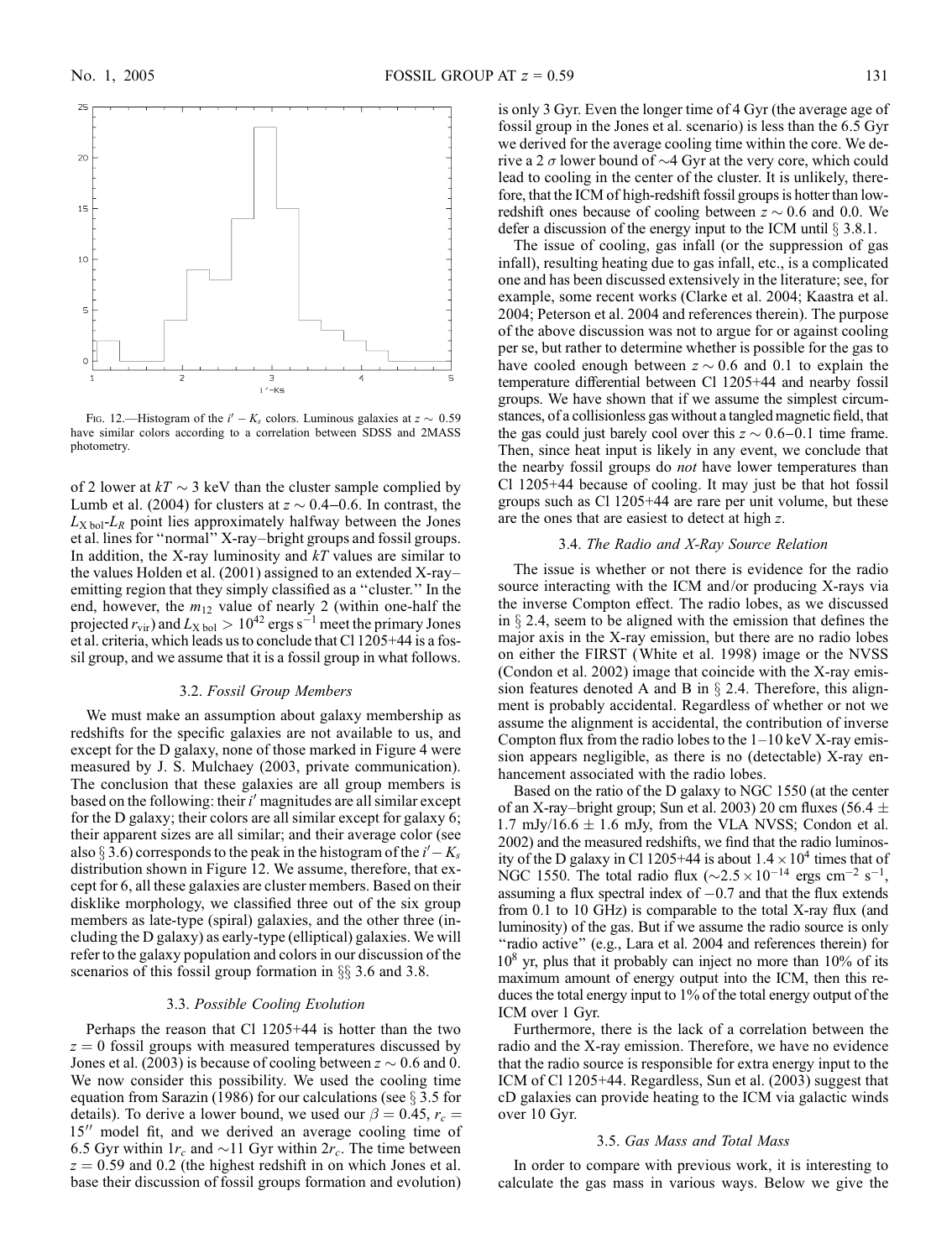Fig. 12.—Histogram of the $i' - K_s$ colors. Luminous galaxies at $z \sim 0.59$ have similar colors according to a correlation between SDSS and 2MASS photometry.

of 2 lower at $kT \sim 3$ keV than the cluster sample complied by Lumb et al. (2004) for clusters at $z \sim 0.4$–0.6. In contrast, the $L_{X\,\mathrm{bol}}$-$L_R$ point lies approximately halfway between the Jones et al. lines for "normal" X-ray–bright groups and fossil groups. In addition, the X-ray luminosity and $kT$ values are similar to the values Holden et al. (2001) assigned to an extended X-ray–emitting region that they simply classified as a "cluster." In the end, however, the $m_{12}$ value of nearly 2 (within one-half the projected $r_{\mathrm{vir}}$) and $L_{X\,\mathrm{bol}} > 10^{42}$ ergs s$^{-1}$ meet the primary Jones et al. criteria, which leads us to conclude that Cl 1205+44 is a fossil group, and we assume that it is a fossil group in what follows.

### 3.2. *Fossil Group Members*

We must make an assumption about galaxy membership as redshifts for the specific galaxies are not available to us, and except for the D galaxy, none of those marked in Figure 4 were measured by J. S. Mulchaey (2003, private communication). The conclusion that these galaxies are all group members is based on the following: their $i'$ magnitudes are all similar except for the D galaxy; their colors are all similar except for galaxy 6; their apparent sizes are all similar; and their average color (see also § 3.6) corresponds to the peak in the histogram of the $i' - K_s$ distribution shown in Figure 12. We assume, therefore, that except for 6, all these galaxies are cluster members. Based on their disklike morphology, we classified three out of the six group members as late-type (spiral) galaxies, and the other three (including the D galaxy) as early-type (elliptical) galaxies. We will refer to the galaxy population and colors in our discussion of the scenarios of this fossil group formation in §§ 3.6 and 3.8.

### 3.3. *Possible Cooling Evolution*

Perhaps the reason that Cl 1205+44 is hotter than the two $z = 0$ fossil groups with measured temperatures discussed by Jones et al. (2003) is because of cooling between $z \sim 0.6$ and 0. We now consider this possibility. We used the cooling time equation from Sarazin (1986) for our calculations (see § 3.5 for details). To derive a lower bound, we used our $\beta = 0.45$, $r_c = 15''$ model fit, and we derived an average cooling time of 6.5 Gyr within $1r_c$ and $\sim$11 Gyr within $2r_c$. The time between $z = 0.59$ and 0.2 (the highest redshift in on which Jones et al. base their discussion of fossil groups formation and evolution) is only 3 Gyr. Even the longer time of 4 Gyr (the average age of fossil group in the Jones et al. scenario) is less than the 6.5 Gyr we derived for the average cooling time within the core. We derive a 2 $\sigma$ lower bound of $\sim$4 Gyr at the very core, which could lead to cooling in the center of the cluster. It is unlikely, therefore, that the ICM of high-redshift fossil groups is hotter than low-redshift ones because of cooling between $z \sim 0.6$ and 0.0. We defer a discussion of the energy input to the ICM until § 3.8.1.

The issue of cooling, gas infall (or the suppression of gas infall), resulting heating due to gas infall, etc., is a complicated one and has been discussed extensively in the literature; see, for example, some recent works (Clarke et al. 2004; Kaastra et al. 2004; Peterson et al. 2004 and references therein). The purpose of the above discussion was not to argue for or against cooling per se, but rather to determine whether is possible for the gas to have cooled enough between $z \sim 0.6$ and 0.1 to explain the temperature differential between Cl 1205+44 and nearby fossil groups. We have shown that if we assume the simplest circumstances, of a collisionless gas without a tangled magnetic field, that the gas could just barely cool over this $z \sim 0.6$–0.1 time frame. Then, since heat input is likely in any event, we conclude that the nearby fossil groups do *not* have lower temperatures than Cl 1205+44 because of cooling. It may just be that hot fossil groups such as Cl 1205+44 are rare per unit volume, but these are the ones that are easiest to detect at high $z$.

### 3.4. *The Radio and X-Ray Source Relation*

The issue is whether or not there is evidence for the radio source interacting with the ICM and/or producing X-rays via the inverse Compton effect. The radio lobes, as we discussed in § 2.4, seem to be aligned with the emission that defines the major axis in the X-ray emission, but there are no radio lobes on either the FIRST (White et al. 1998) image or the NVSS (Condon et al. 2002) image that coincide with the X-ray emission features denoted A and B in § 2.4. Therefore, this alignment is probably accidental. Regardless of whether or not we assume the alignment is accidental, the contribution of inverse Compton flux from the radio lobes to the 1–10 keV X-ray emission appears negligible, as there is no (detectable) X-ray enhancement associated with the radio lobes.

Based on the ratio of the D galaxy to NGC 1550 (at the center of an X-ray–bright group; Sun et al. 2003) 20 cm fluxes (56.4 $\pm$ 1.7 mJy/16.6 $\pm$ 1.6 mJy, from the VLA NVSS; Condon et al. 2002) and the measured redshifts, we find that the radio luminosity of the D galaxy in Cl 1205+44 is about $1.4 \times 10^4$ times that of NGC 1550. The total radio flux ($\sim 2.5 \times 10^{-14}$ ergs cm$^{-2}$ s$^{-1}$, assuming a flux spectral index of $-0.7$ and that the flux extends from 0.1 to 10 GHz) is comparable to the total X-ray flux (and luminosity) of the gas. But if we assume the radio source is only "radio active" (e.g., Lara et al. 2004 and references therein) for $10^8$ yr, plus that it probably can inject no more than 10% of its maximum amount of energy output into the ICM, then this reduces the total energy input to 1% of the total energy output of the ICM over 1 Gyr.

Furthermore, there is the lack of a correlation between the radio and the X-ray emission. Therefore, we have no evidence that the radio source is responsible for extra energy input to the ICM of Cl 1205+44. Regardless, Sun et al. (2003) suggest that cD galaxies can provide heating to the ICM via galactic winds over 10 Gyr.

### 3.5. *Gas Mass and Total Mass*

In order to compare with previous work, it is interesting to calculate the gas mass in various ways. Below we give the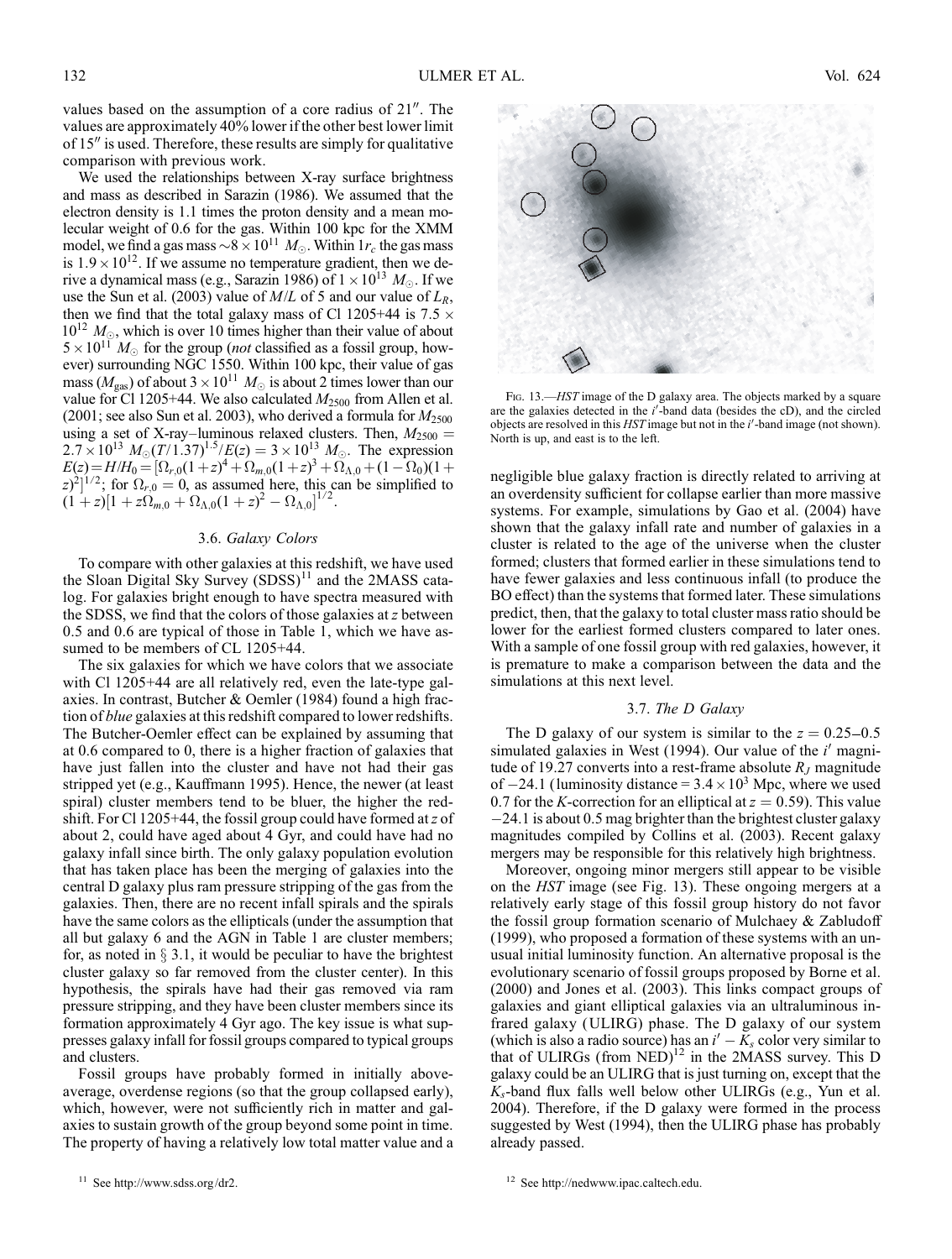values based on the assumption of a core radius of 21″. The values are approximately 40% lower if the other best lower limit of 15″ is used. Therefore, these results are simply for qualitative comparison with previous work.

We used the relationships between X-ray surface brightness and mass as described in Sarazin (1986). We assumed that the electron density is 1.1 times the proton density and a mean molecular weight of 0.6 for the gas. Within 100 kpc for the XMM model, we find a gas mass $\sim 8 \times 10^{11}\ M_{\odot}$. Within $1 r_c$ the gas mass is $1.9 \times 10^{12}$. If we assume no temperature gradient, then we derive a dynamical mass (e.g., Sarazin 1986) of $1 \times 10^{13}\ M_{\odot}$. If we use the Sun et al. (2003) value of $M/L$ of 5 and our value of $L_R$, then we find that the total galaxy mass of Cl 1205+44 is $7.5 \times 10^{12}\ M_{\odot}$, which is over 10 times higher than their value of about $5 \times 10^{11}\ M_{\odot}$ for the group (*not* classified as a fossil group, however) surrounding NGC 1550. Within 100 kpc, their value of gas mass ($M_{\rm gas}$) of about $3 \times 10^{11}\ M_{\odot}$ is about 2 times lower than our value for Cl 1205+44. We also calculated $M_{2500}$ from Allen et al. (2001; see also Sun et al. 2003), who derived a formula for $M_{2500}$ using a set of X-ray–luminous relaxed clusters. Then, $M_{2500} = 2.7 \times 10^{13}\ M_{\odot}(T/1.37)^{1.5}/E(z) = 3 \times 10^{13}\ M_{\odot}$. The expression $E(z) = H/H_0 = [\Omega_{r,0}(1+z)^4 + \Omega_{m,0}(1+z)^3 + \Omega_{\Lambda,0} + (1-\Omega_0)(1+z)^2]^{1/2}$; for $\Omega_{r,0} = 0$, as assumed here, this can be simplified to $(1+z)[1 + z\Omega_{m,0} + \Omega_{\Lambda,0}(1+z)^2 - \Omega_{\Lambda,0}]^{1/2}$.

### 3.6. *Galaxy Colors*

To compare with other galaxies at this redshift, we have used the Sloan Digital Sky Survey (SDSS)[11] and the 2MASS catalog. For galaxies bright enough to have spectra measured with the SDSS, we find that the colors of those galaxies at $z$ between 0.5 and 0.6 are typical of those in Table 1, which we have assumed to be members of CL 1205+44.

The six galaxies for which we have colors that we associate with Cl 1205+44 are all relatively red, even the late-type galaxies. In contrast, Butcher & Oemler (1984) found a high fraction of *blue* galaxies at this redshift compared to lower redshifts. The Butcher-Oemler effect can be explained by assuming that at 0.6 compared to 0, there is a higher fraction of galaxies that have just fallen into the cluster and have not had their gas stripped yet (e.g., Kauffmann 1995). Hence, the newer (at least spiral) cluster members tend to be bluer, the higher the redshift. For Cl 1205+44, the fossil group could have formed at $z$ of about 2, could have aged about 4 Gyr, and could have had no galaxy infall since birth. The only galaxy population evolution that has taken place has been the merging of galaxies into the central D galaxy plus ram pressure stripping of the gas from the galaxies. Then, there are no recent infall spirals and the spirals have the same colors as the ellipticals (under the assumption that all but galaxy 6 and the AGN in Table 1 are cluster members; for, as noted in § 3.1, it would be peculiar to have the brightest cluster galaxy so far removed from the cluster center). In this hypothesis, the spirals have had their gas removed via ram pressure stripping, and they have been cluster members since its formation approximately 4 Gyr ago. The key issue is what suppresses galaxy infall for fossil groups compared to typical groups and clusters.

Fossil groups have probably formed in initially above-average, overdense regions (so that the group collapsed early), which, however, were not sufficiently rich in matter and galaxies to sustain growth of the group beyond some point in time. The property of having a relatively low total matter value and a negligible blue galaxy fraction is directly related to arriving at an overdensity sufficient for collapse earlier than more massive systems. For example, simulations by Gao et al. (2004) have shown that the galaxy infall rate and number of galaxies in a cluster is related to the age of the universe when the cluster formed; clusters that formed earlier in these simulations tend to have fewer galaxies and less continuous infall (to produce the BO effect) than the systems that formed later. These simulations predict, then, that the galaxy to total cluster mass ratio should be lower for the earliest formed clusters compared to later ones. With a sample of one fossil group with red galaxies, however, it is premature to make a comparison between the data and the simulations at this next level.

Fig. 13.—*HST* image of the D galaxy area. The objects marked by a square are the galaxies detected in the $i'$-band data (besides the cD), and the circled objects are resolved in this *HST* image but not in the $i'$-band image (not shown). North is up, and east is to the left.

### 3.7. *The D Galaxy*

The D galaxy of our system is similar to the $z = 0.25$–$0.5$ simulated galaxies in West (1994). Our value of the $i'$ magnitude of 19.27 converts into a rest-frame absolute $R_J$ magnitude of $-24.1$ (luminosity distance $= 3.4 \times 10^3$ Mpc, where we used 0.7 for the $K$-correction for an elliptical at $z = 0.59$). This value $-24.1$ is about 0.5 mag brighter than the brightest cluster galaxy magnitudes compiled by Collins et al. (2003). Recent galaxy mergers may be responsible for this relatively high brightness.

Moreover, ongoing minor mergers still appear to be visible on the *HST* image (see Fig. 13). These ongoing mergers at a relatively early stage of this fossil group history do not favor the fossil group formation scenario of Mulchaey & Zabludoff (1999), who proposed a formation of these systems with an unusual initial luminosity function. An alternative proposal is the evolutionary scenario of fossil groups proposed by Borne et al. (2000) and Jones et al. (2003). This links compact groups of galaxies and giant elliptical galaxies via an ultraluminous infrared galaxy (ULIRG) phase. The D galaxy of our system (which is also a radio source) has an $i' - K_s$ color very similar to that of ULIRGs (from NED)[12] in the 2MASS survey. This D galaxy could be an ULIRG that is just turning on, except that the $K_s$-band flux falls well below other ULIRGs (e.g., Yun et al. 2004). Therefore, if the D galaxy were formed in the process suggested by West (1994), then the ULIRG phase has probably already passed.

[11] See http://www.sdss.org/dr2.

[12] See http://nedwww.ipac.caltech.edu.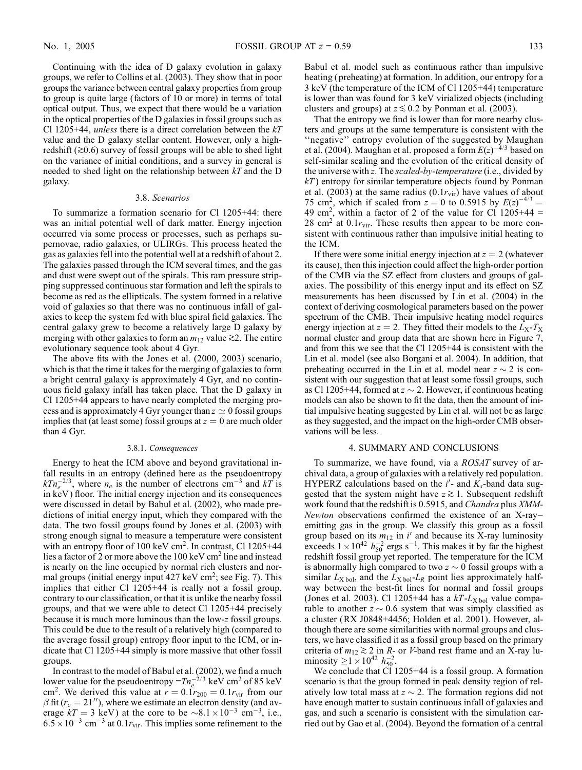Continuing with the idea of D galaxy evolution in galaxy groups, we refer to Collins et al. (2003). They show that in poor groups the variance between central galaxy properties from group to group is quite large (factors of 10 or more) in terms of total optical output. Thus, we expect that there would be a variation in the optical properties of the D galaxies in fossil groups such as Cl 1205+44, *unless* there is a direct correlation between the $kT$ value and the D galaxy stellar content. However, only a high-redshift ($\gtrsim$0.6) survey of fossil groups will be able to shed light on the variance of initial conditions, and a survey in general is needed to shed light on the relationship between $kT$ and the D galaxy.

### 3.8. *Scenarios*

To summarize a formation scenario for Cl 1205+44: there was an initial potential well of dark matter. Energy injection occurred via some process or processes, such as perhaps supernovae, radio galaxies, or ULIRGs. This process heated the gas as galaxies fell into the potential well at a redshift of about 2. The galaxies passed through the ICM several times, and the gas and dust were swept out of the spirals. This ram pressure stripping suppressed continuous star formation and left the spirals to become as red as the ellipticals. The system formed in a relative void of galaxies so that there was no continuous infall of galaxies to keep the system fed with blue spiral field galaxies. The central galaxy grew to become a relatively large D galaxy by merging with other galaxies to form an $m_{12}$ value $\gtrsim$2. The entire evolutionary sequence took about 4 Gyr.

The above fits with the Jones et al. (2000, 2003) scenario, which is that the time it takes for the merging of galaxies to form a bright central galaxy is approximately 4 Gyr, and no continuous field galaxy infall has taken place. That the D galaxy in Cl 1205+44 appears to have nearly completed the merging process and is approximately 4 Gyr younger than $z \simeq 0$ fossil groups implies that (at least some) fossil groups at $z = 0$ are much older than 4 Gyr.

#### 3.8.1. *Consequences*

Energy to heat the ICM above and beyond gravitational infall results in an entropy (defined here as the pseudoentropy $kTn_e^{-2/3}$, where $n_e$ is the number of electrons cm$^{-3}$ and $kT$ is in keV) floor. The initial energy injection and its consequences were discussed in detail by Babul et al. (2002), who made predictions of initial energy input, which they compared with the data. The two fossil groups found by Jones et al. (2003) with strong enough signal to measure a temperature were consistent with an entropy floor of 100 keV cm$^2$. In contrast, Cl 1205+44 lies a factor of 2 or more above the 100 keV cm$^2$ line and instead is nearly on the line occupied by normal rich clusters and normal groups (initial energy input 427 keV cm$^2$; see Fig. 7). This implies that either Cl 1205+44 is really not a fossil group, contrary to our classification, or that it is unlike the nearby fossil groups, and that we were able to detect Cl 1205+44 precisely because it is much more luminous than the low-$z$ fossil groups. This could be due to the result of a relatively high (compared to the average fossil group) entropy floor input to the ICM, or indicate that Cl 1205+44 simply is more massive that other fossil groups.

In contrast to the model of Babul et al. (2002), we find a much lower value for the pseudoentropy $=Tn_e^{-2/3}$ keV cm$^2$ of 85 keV cm$^2$. We derived this value at $r = 0.1r_{200} = 0.1r_{\rm vir}$ from our $\beta$ fit ($r_c = 21''$), where we estimate an electron density (and average $kT = 3$ keV) at the core to be $\sim 8.1 \times 10^{-3}$ cm$^{-3}$, i.e., $6.5 \times 10^{-3}$ cm$^{-3}$ at $0.1r_{\rm vir}$. This implies some refinement to the Babul et al. model such as continuous rather than impulsive heating (preheating) at formation. In addition, our entropy for a 3 keV (the temperature of the ICM of Cl 1205+44) temperature is lower than was found for 3 keV virialized objects (including clusters and groups) at $z \lesssim 0.2$ by Ponman et al. (2003).

That the entropy we find is lower than for more nearby clusters and groups at the same temperature is consistent with the "negative" entropy evolution of the suggested by Maughan et al. (2004). Maughan et al. proposed a form $E(z)^{-4/3}$ based on self-similar scaling and the evolution of the critical density of the universe with $z$. The *scaled-by-temperature* (i.e., divided by $kT$) entropy for similar temperature objects found by Ponman et al. (2003) at the same radius ($0.1r_{\rm vir}$) have values of about 75 cm$^2$, which if scaled from $z = 0$ to 0.5915 by $E(z)^{-4/3} =$ 49 cm$^2$, within a factor of 2 of the value for Cl 1205+44 = 28 cm$^2$ at $0.1r_{\rm vir}$. These results then appear to be more consistent with continuous rather than impulsive initial heating to the ICM.

If there were some initial energy injection at $z = 2$ (whatever its cause), then this injection could affect the high-order portion of the CMB via the SZ effect from clusters and groups of galaxies. The possibility of this energy input and its effect on SZ measurements has been discussed by Lin et al. (2004) in the context of deriving cosmological parameters based on the power spectrum of the CMB. Their impulsive heating model requires energy injection at $z = 2$. They fitted their models to the $L_X$-$T_X$ normal cluster and group data that are shown here in Figure 7, and from this we see that the Cl 1205+44 is consistent with the Lin et al. model (see also Borgani et al. 2004). In addition, that preheating occurred in the Lin et al. model near $z \sim 2$ is consistent with our suggestion that at least some fossil groups, such as Cl 1205+44, formed at $z \sim 2$. However, if continuous heating models can also be shown to fit the data, then the amount of initial impulsive heating suggested by Lin et al. will not be as large as they suggested, and the impact on the high-order CMB observations will be less.

## 4. SUMMARY AND CONCLUSIONS

To summarize, we have found, via a *ROSAT* survey of archival data, a group of galaxies with a relatively red population. HYPERZ calculations based on the $i'$- and $K_s$-band data suggested that the system might have $z \gtrsim 1$. Subsequent redshift work found that the redshift is 0.5915, and *Chandra* plus *XMM-Newton* observations confirmed the existence of an X-ray–emitting gas in the group. We classify this group as a fossil group based on its $m_{12}$ in $i'$ and because its X-ray luminosity exceeds $1 \times 10^{42}$ $h_{50}^{-2}$ ergs s$^{-1}$. This makes it by far the highest redshift fossil group yet reported. The temperature for the ICM is abnormally high compared to two $z \sim 0$ fossil groups with a similar $L_{\rm X\,bol}$, and the $L_{\rm X\,bol}$-$L_R$ point lies approximately halfway between the best-fit lines for normal and fossil groups (Jones et al. 2003). Cl 1205+44 has a $kT$-$L_{\rm X\,bol}$ value comparable to another $z \sim 0.6$ system that was simply classified as a cluster (RX J0848+4456; Holden et al. 2001). However, although there are some similarities with normal groups and clusters, we have classified it as a fossil group based on the primary criteria of $m_{12} \gtrsim 2$ in $R$- or $V$-band rest frame and an X-ray luminosity $\geq 1 \times 10^{42}$ $h_{50}^{-2}$.

We conclude that Cl 1205+44 is a fossil group. A formation scenario is that the group formed in peak density region of relatively low total mass at $z \sim 2$. The formation regions did not have enough matter to sustain continuous infall of galaxies and gas, and such a scenario is consistent with the simulation carried out by Gao et al. (2004). Beyond the formation of a central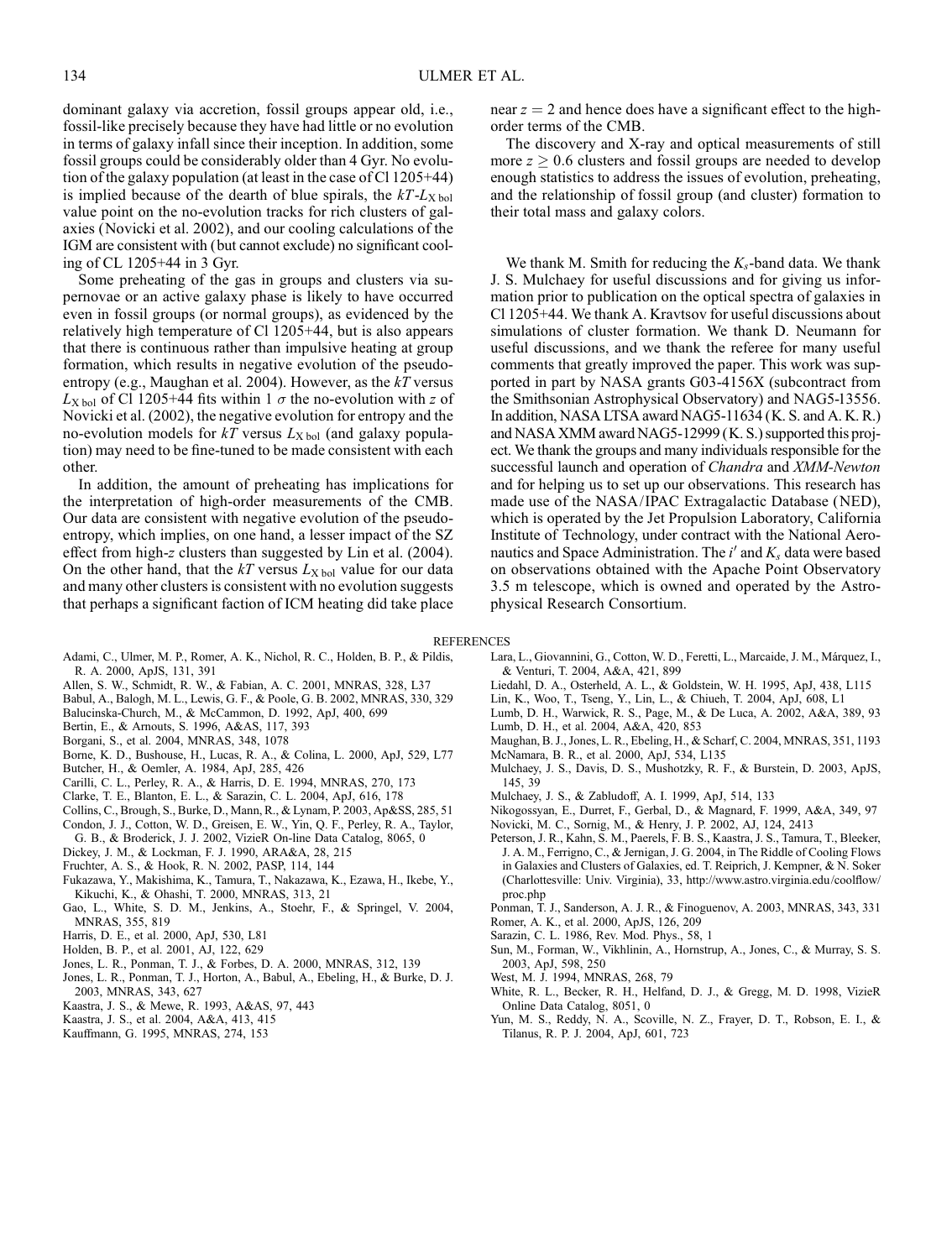dominant galaxy via accretion, fossil groups appear old, i.e., fossil-like precisely because they have had little or no evolution in terms of galaxy infall since their inception. In addition, some fossil groups could be considerably older than 4 Gyr. No evolution of the galaxy population (at least in the case of Cl 1205+44) is implied because of the dearth of blue spirals, the $kT$-$L_{\rm X\,bol}$ value point on the no-evolution tracks for rich clusters of galaxies (Novicki et al. 2002), and our cooling calculations of the IGM are consistent with (but cannot exclude) no significant cooling of CL 1205+44 in 3 Gyr.

Some preheating of the gas in groups and clusters via supernovae or an active galaxy phase is likely to have occurred even in fossil groups (or normal groups), as evidenced by the relatively high temperature of Cl 1205+44, but is also appears that there is continuous rather than impulsive heating at group formation, which results in negative evolution of the pseudo-entropy (e.g., Maughan et al. 2004). However, as the $kT$ versus $L_{\rm X\,bol}$ of Cl 1205+44 fits within 1 $\sigma$ the no-evolution with $z$ of Novicki et al. (2002), the negative evolution for entropy and the no-evolution models for $kT$ versus $L_{\rm X\,bol}$ (and galaxy population) may need to be fine-tuned to be made consistent with each other.

In addition, the amount of preheating has implications for the interpretation of high-order measurements of the CMB. Our data are consistent with negative evolution of the pseudo-entropy, which implies, on one hand, a lesser impact of the SZ effect from high-$z$ clusters than suggested by Lin et al. (2004). On the other hand, that the $kT$ versus $L_{\rm X\,bol}$ value for our data and many other clusters is consistent with no evolution suggests that perhaps a significant faction of ICM heating did take place near $z = 2$ and hence does have a significant effect to the high-order terms of the CMB.

The discovery and X-ray and optical measurements of still more $z \geq 0.6$ clusters and fossil groups are needed to develop enough statistics to address the issues of evolution, preheating, and the relationship of fossil group (and cluster) formation to their total mass and galaxy colors.

We thank M. Smith for reducing the $K_s$-band data. We thank J. S. Mulchaey for useful discussions and for giving us information prior to publication on the optical spectra of galaxies in Cl 1205+44. We thank A. Kravtsov for useful discussions about simulations of cluster formation. We thank D. Neumann for useful discussions, and we thank the referee for many useful comments that greatly improved the paper. This work was supported in part by NASA grants G03-4156X (subcontract from the Smithsonian Astrophysical Observatory) and NAG5-13556. In addition, NASA LTSA award NAG5-11634 (K. S. and A. K. R.) and NASA XMM award NAG5-12999 (K. S.) supported this project. We thank the groups and many individuals responsible for the successful launch and operation of *Chandra* and *XMM-Newton* and for helping us to set up our observations. This research has made use of the NASA/IPAC Extragalactic Database (NED), which is operated by the Jet Propulsion Laboratory, California Institute of Technology, under contract with the National Aeronautics and Space Administration. The $i'$ and $K_s$ data were based on observations obtained with the Apache Point Observatory 3.5 m telescope, which is owned and operated by the Astrophysical Research Consortium.

## REFERENCES

Adami, C., Ulmer, M. P., Romer, A. K., Nichol, R. C., Holden, B. P., & Pildis, R. A. 2000, ApJS, 131, 391
Allen, S. W., Schmidt, R. W., & Fabian, A. C. 2001, MNRAS, 328, L37
Babul, A., Balogh, M. L., Lewis, G. F., & Poole, G. B. 2002, MNRAS, 330, 329
Balucinska-Church, M., & McCammon, D. 1992, ApJ, 400, 699
Bertin, E., & Arnouts, S. 1996, A&AS, 117, 393
Borgani, S., et al. 2004, MNRAS, 348, 1078
Borne, K. D., Bushouse, H., Lucas, R. A., & Colina, L. 2000, ApJ, 529, L77
Butcher, H., & Oemler, A. 1984, ApJ, 285, 426
Carilli, C. L., Perley, R. A., & Harris, D. E. 1994, MNRAS, 270, 173
Clarke, T. E., Blanton, E. L., & Sarazin, C. L. 2004, ApJ, 616, 178
Collins, C., Brough, S., Burke, D., Mann, R., & Lynam, P. 2003, Ap&SS, 285, 51
Condon, J. J., Cotton, W. D., Greisen, E. W., Yin, Q. F., Perley, R. A., Taylor, G. B., & Broderick, J. J. 2002, VizieR On-line Data Catalog, 8065, 0
Dickey, J. M., & Lockman, F. J. 1990, ARA&A, 28, 215
Fruchter, A. S., & Hook, R. N. 2002, PASP, 114, 144
Fukazawa, Y., Makishima, K., Tamura, T., Nakazawa, K., Ezawa, H., Ikebe, Y., Kikuchi, K., & Ohashi, T. 2000, MNRAS, 313, 21
Gao, L., White, S. D. M., Jenkins, A., Stoehr, F., & Springel, V. 2004, MNRAS, 355, 819
Harris, D. E., et al. 2000, ApJ, 530, L81
Holden, B. P., et al. 2001, AJ, 122, 629
Jones, L. R., Ponman, T. J., & Forbes, D. A. 2000, MNRAS, 312, 139
Jones, L. R., Ponman, T. J., Horton, A., Babul, A., Ebeling, H., & Burke, D. J. 2003, MNRAS, 343, 627
Kaastra, J. S., & Mewe, R. 1993, A&AS, 97, 443
Kaastra, J. S., et al. 2004, A&A, 413, 415
Kauffmann, G. 1995, MNRAS, 274, 153
Lara, L., Giovannini, G., Cotton, W. D., Feretti, L., Marcaide, J. M., Márquez, I., & Venturi, T. 2004, A&A, 421, 899
Liedahl, D. A., Osterheld, A. L., & Goldstein, W. H. 1995, ApJ, 438, L115
Lin, K., Woo, T., Tseng, Y., Lin, L., & Chiueh, T. 2004, ApJ, 608, L1
Lumb, D. H., Warwick, R. S., Page, M., & De Luca, A. 2002, A&A, 389, 93
Lumb, D. H., et al. 2004, A&A, 420, 853
Maughan, B. J., Jones, L. R., Ebeling, H., & Scharf, C. 2004, MNRAS, 351, 1193
McNamara, B. R., et al. 2000, ApJ, 534, L135
Mulchaey, J. S., Davis, D. S., Mushotzky, R. F., & Burstein, D. 2003, ApJS, 145, 39
Mulchaey, J. S., & Zabludoff, A. I. 1999, ApJ, 514, 133
Nikogossyan, E., Durret, F., Gerbal, D., & Magnard, F. 1999, A&A, 349, 97
Novicki, M. C., Sornig, M., & Henry, J. P. 2002, AJ, 124, 2413
Peterson, J. R., Kahn, S. M., Paerels, F. B. S., Kaastra, J. S., Tamura, T., Bleeker, J. A. M., Ferrigno, C., & Jernigan, J. G. 2004, in The Riddle of Cooling Flows in Galaxies and Clusters of Galaxies, ed. T. Reiprich, J. Kempner, & N. Soker (Charlottesville: Univ. Virginia), 33, http://www.astro.virginia.edu/coolflow/proc.php
Ponman, T. J., Sanderson, A. J. R., & Finoguenov, A. 2003, MNRAS, 343, 331
Romer, A. K., et al. 2000, ApJS, 126, 209
Sarazin, C. L. 1986, Rev. Mod. Phys., 58, 1
Sun, M., Forman, W., Vikhlinin, A., Hornstrup, A., Jones, C., & Murray, S. S. 2003, ApJ, 598, 250
West, M. J. 1994, MNRAS, 268, 79
White, R. L., Becker, R. H., Helfand, D. J., & Gregg, M. D. 1998, VizieR Online Data Catalog, 8051, 0
Yun, M. S., Reddy, N. A., Scoville, N. Z., Frayer, D. T., Robson, E. I., & Tilanus, R. P. J. 2004, ApJ, 601, 723